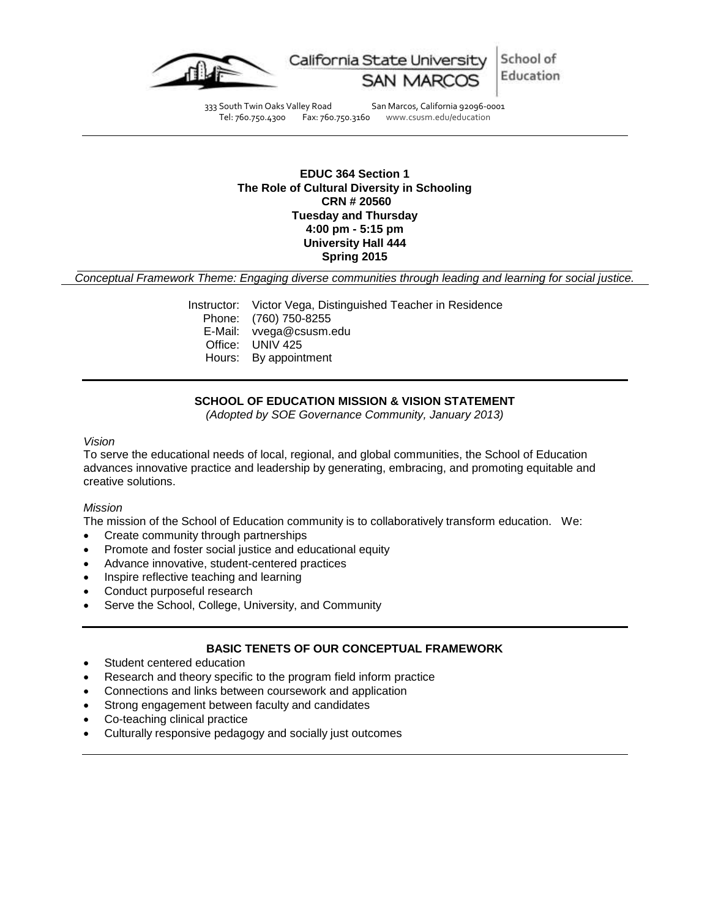California State University SAN MARCOS | School of Education

333 South Twin Oaks Valley Road San Marcos, California 92096-0001
Tel: 760.750.4300 Fax: 760.750.3160 www.csusm.edu/education

---

**EDUC 364 Section 1**
**The Role of Cultural Diversity in Schooling**
**CRN # 20560**
**Tuesday and Thursday**
**4:00 pm - 5:15 pm**
**University Hall 444**
**Spring 2015**

*Conceptual Framework Theme: Engaging diverse communities through leading and learning for social justice.*

Instructor: Victor Vega, Distinguished Teacher in Residence
Phone: (760) 750-8255
E-Mail: vvega@csusm.edu
Office: UNIV 425
Hours: By appointment

---

## SCHOOL OF EDUCATION MISSION & VISION STATEMENT

*(Adopted by SOE Governance Community, January 2013)*

*Vision*

To serve the educational needs of local, regional, and global communities, the School of Education advances innovative practice and leadership by generating, embracing, and promoting equitable and creative solutions.

*Mission*

The mission of the School of Education community is to collaboratively transform education. We:

- Create community through partnerships
- Promote and foster social justice and educational equity
- Advance innovative, student-centered practices
- Inspire reflective teaching and learning
- Conduct purposeful research
- Serve the School, College, University, and Community

---

## BASIC TENETS OF OUR CONCEPTUAL FRAMEWORK

- Student centered education
- Research and theory specific to the program field inform practice
- Connections and links between coursework and application
- Strong engagement between faculty and candidates
- Co-teaching clinical practice
- Culturally responsive pedagogy and socially just outcomes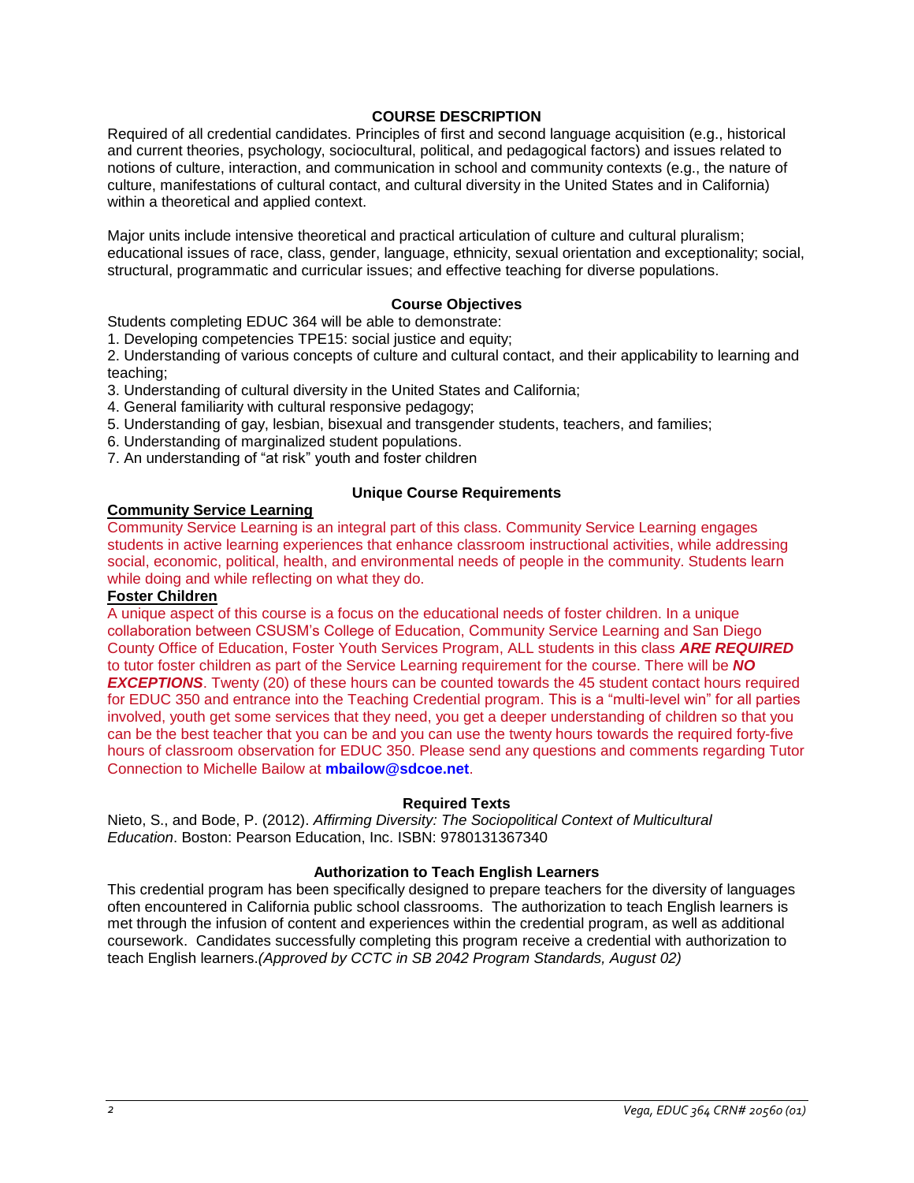## COURSE DESCRIPTION

Required of all credential candidates. Principles of first and second language acquisition (e.g., historical and current theories, psychology, sociocultural, political, and pedagogical factors) and issues related to notions of culture, interaction, and communication in school and community contexts (e.g., the nature of culture, manifestations of cultural contact, and cultural diversity in the United States and in California) within a theoretical and applied context.

Major units include intensive theoretical and practical articulation of culture and cultural pluralism; educational issues of race, class, gender, language, ethnicity, sexual orientation and exceptionality; social, structural, programmatic and curricular issues; and effective teaching for diverse populations.

### Course Objectives

Students completing EDUC 364 will be able to demonstrate:

1. Developing competencies TPE15: social justice and equity;
2. Understanding of various concepts of culture and cultural contact, and their applicability to learning and teaching;
3. Understanding of cultural diversity in the United States and California;
4. General familiarity with cultural responsive pedagogy;
5. Understanding of gay, lesbian, bisexual and transgender students, teachers, and families;
6. Understanding of marginalized student populations.
7. An understanding of "at risk" youth and foster children

### Unique Course Requirements

**Community Service Learning**

Community Service Learning is an integral part of this class. Community Service Learning engages students in active learning experiences that enhance classroom instructional activities, while addressing social, economic, political, health, and environmental needs of people in the community. Students learn while doing and while reflecting on what they do.

**Foster Children**

A unique aspect of this course is a focus on the educational needs of foster children. In a unique collaboration between CSUSM's College of Education, Community Service Learning and San Diego County Office of Education, Foster Youth Services Program, ALL students in this class ***ARE REQUIRED*** to tutor foster children as part of the Service Learning requirement for the course. There will be ***NO EXCEPTIONS***. Twenty (20) of these hours can be counted towards the 45 student contact hours required for EDUC 350 and entrance into the Teaching Credential program. This is a "multi-level win" for all parties involved, youth get some services that they need, you get a deeper understanding of children so that you can be the best teacher that you can be and you can use the twenty hours towards the required forty-five hours of classroom observation for EDUC 350. Please send any questions and comments regarding Tutor Connection to Michelle Bailow at **mbailow@sdcoe.net**.

### Required Texts

Nieto, S., and Bode, P. (2012). *Affirming Diversity: The Sociopolitical Context of Multicultural Education*. Boston: Pearson Education, Inc. ISBN: 9780131367340

### Authorization to Teach English Learners

This credential program has been specifically designed to prepare teachers for the diversity of languages often encountered in California public school classrooms. The authorization to teach English learners is met through the infusion of content and experiences within the credential program, as well as additional coursework. Candidates successfully completing this program receive a credential with authorization to teach English learners.*(Approved by CCTC in SB 2042 Program Standards, August 02)*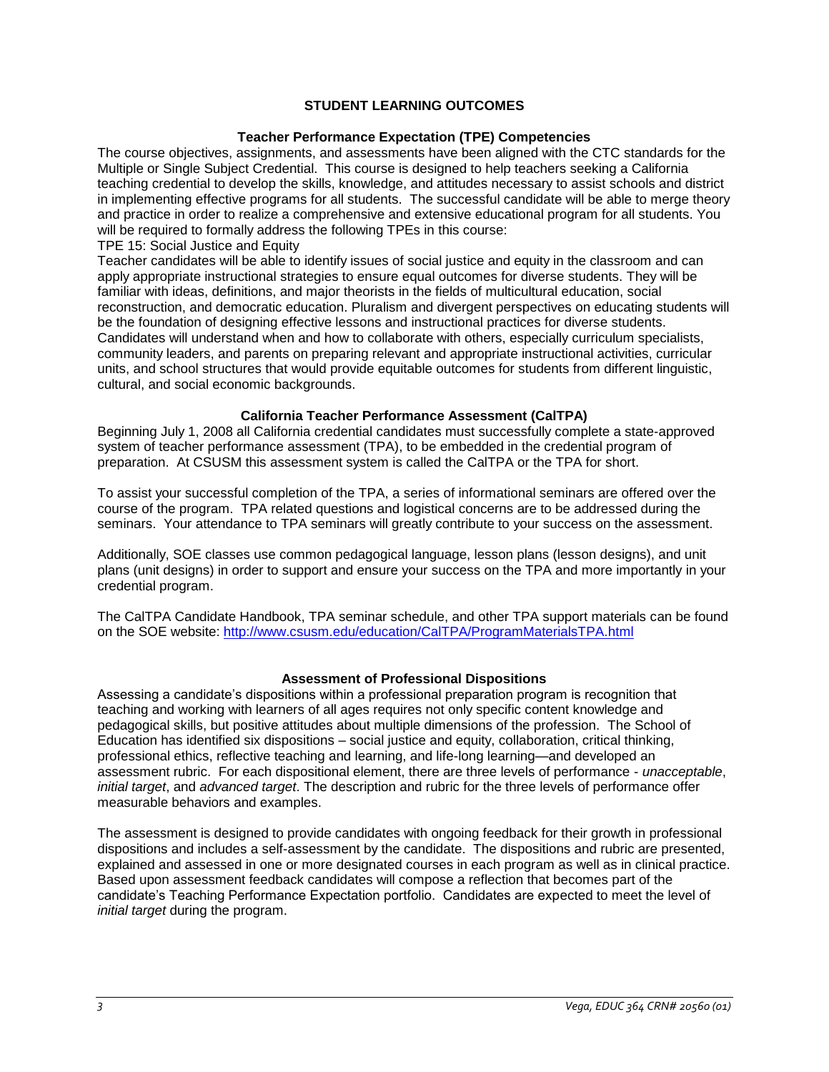## STUDENT LEARNING OUTCOMES

### Teacher Performance Expectation (TPE) Competencies

The course objectives, assignments, and assessments have been aligned with the CTC standards for the Multiple or Single Subject Credential. This course is designed to help teachers seeking a California teaching credential to develop the skills, knowledge, and attitudes necessary to assist schools and district in implementing effective programs for all students. The successful candidate will be able to merge theory and practice in order to realize a comprehensive and extensive educational program for all students. You will be required to formally address the following TPEs in this course:

TPE 15: Social Justice and Equity

Teacher candidates will be able to identify issues of social justice and equity in the classroom and can apply appropriate instructional strategies to ensure equal outcomes for diverse students. They will be familiar with ideas, definitions, and major theorists in the fields of multicultural education, social reconstruction, and democratic education. Pluralism and divergent perspectives on educating students will be the foundation of designing effective lessons and instructional practices for diverse students. Candidates will understand when and how to collaborate with others, especially curriculum specialists, community leaders, and parents on preparing relevant and appropriate instructional activities, curricular units, and school structures that would provide equitable outcomes for students from different linguistic, cultural, and social economic backgrounds.

### California Teacher Performance Assessment (CalTPA)

Beginning July 1, 2008 all California credential candidates must successfully complete a state-approved system of teacher performance assessment (TPA), to be embedded in the credential program of preparation. At CSUSM this assessment system is called the CalTPA or the TPA for short.

To assist your successful completion of the TPA, a series of informational seminars are offered over the course of the program. TPA related questions and logistical concerns are to be addressed during the seminars. Your attendance to TPA seminars will greatly contribute to your success on the assessment.

Additionally, SOE classes use common pedagogical language, lesson plans (lesson designs), and unit plans (unit designs) in order to support and ensure your success on the TPA and more importantly in your credential program.

The CalTPA Candidate Handbook, TPA seminar schedule, and other TPA support materials can be found on the SOE website: http://www.csusm.edu/education/CalTPA/ProgramMaterialsTPA.html

### Assessment of Professional Dispositions

Assessing a candidate's dispositions within a professional preparation program is recognition that teaching and working with learners of all ages requires not only specific content knowledge and pedagogical skills, but positive attitudes about multiple dimensions of the profession. The School of Education has identified six dispositions – social justice and equity, collaboration, critical thinking, professional ethics, reflective teaching and learning, and life-long learning—and developed an assessment rubric. For each dispositional element, there are three levels of performance - *unacceptable*, *initial target*, and *advanced target*. The description and rubric for the three levels of performance offer measurable behaviors and examples.

The assessment is designed to provide candidates with ongoing feedback for their growth in professional dispositions and includes a self-assessment by the candidate. The dispositions and rubric are presented, explained and assessed in one or more designated courses in each program as well as in clinical practice. Based upon assessment feedback candidates will compose a reflection that becomes part of the candidate's Teaching Performance Expectation portfolio. Candidates are expected to meet the level of *initial target* during the program.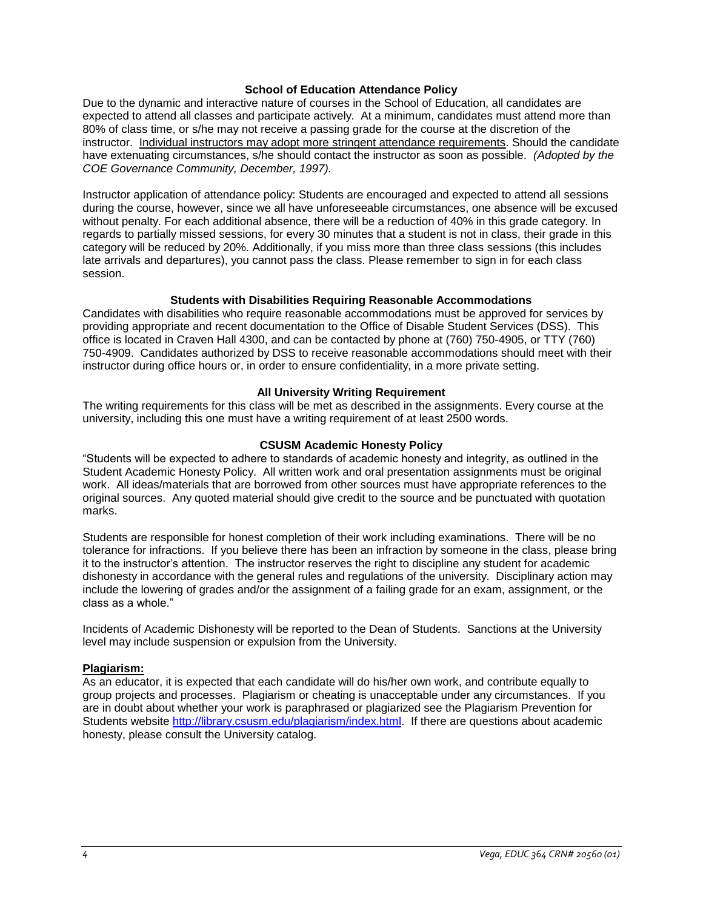### School of Education Attendance Policy

Due to the dynamic and interactive nature of courses in the School of Education, all candidates are expected to attend all classes and participate actively. At a minimum, candidates must attend more than 80% of class time, or s/he may not receive a passing grade for the course at the discretion of the instructor. Individual instructors may adopt more stringent attendance requirements. Should the candidate have extenuating circumstances, s/he should contact the instructor as soon as possible. *(Adopted by the COE Governance Community, December, 1997).*

Instructor application of attendance policy: Students are encouraged and expected to attend all sessions during the course, however, since we all have unforeseeable circumstances, one absence will be excused without penalty. For each additional absence, there will be a reduction of 40% in this grade category. In regards to partially missed sessions, for every 30 minutes that a student is not in class, their grade in this category will be reduced by 20%. Additionally, if you miss more than three class sessions (this includes late arrivals and departures), you cannot pass the class. Please remember to sign in for each class session.

### Students with Disabilities Requiring Reasonable Accommodations

Candidates with disabilities who require reasonable accommodations must be approved for services by providing appropriate and recent documentation to the Office of Disable Student Services (DSS). This office is located in Craven Hall 4300, and can be contacted by phone at (760) 750-4905, or TTY (760) 750-4909. Candidates authorized by DSS to receive reasonable accommodations should meet with their instructor during office hours or, in order to ensure confidentiality, in a more private setting.

### All University Writing Requirement

The writing requirements for this class will be met as described in the assignments. Every course at the university, including this one must have a writing requirement of at least 2500 words.

### CSUSM Academic Honesty Policy

"Students will be expected to adhere to standards of academic honesty and integrity, as outlined in the Student Academic Honesty Policy. All written work and oral presentation assignments must be original work. All ideas/materials that are borrowed from other sources must have appropriate references to the original sources. Any quoted material should give credit to the source and be punctuated with quotation marks.

Students are responsible for honest completion of their work including examinations. There will be no tolerance for infractions. If you believe there has been an infraction by someone in the class, please bring it to the instructor's attention. The instructor reserves the right to discipline any student for academic dishonesty in accordance with the general rules and regulations of the university. Disciplinary action may include the lowering of grades and/or the assignment of a failing grade for an exam, assignment, or the class as a whole."

Incidents of Academic Dishonesty will be reported to the Dean of Students. Sanctions at the University level may include suspension or expulsion from the University.

**Plagiarism:**

As an educator, it is expected that each candidate will do his/her own work, and contribute equally to group projects and processes. Plagiarism or cheating is unacceptable under any circumstances. If you are in doubt about whether your work is paraphrased or plagiarized see the Plagiarism Prevention for Students website http://library.csusm.edu/plagiarism/index.html. If there are questions about academic honesty, please consult the University catalog.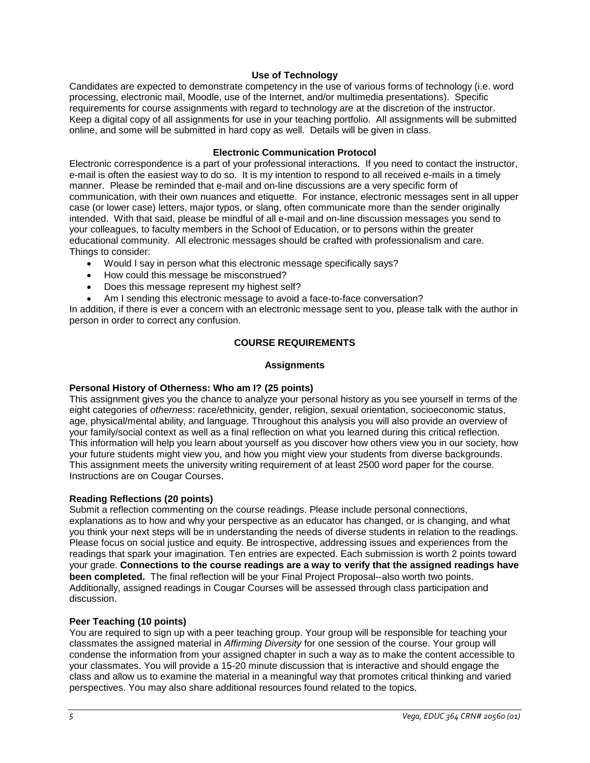### Use of Technology

Candidates are expected to demonstrate competency in the use of various forms of technology (i.e. word processing, electronic mail, Moodle, use of the Internet, and/or multimedia presentations). Specific requirements for course assignments with regard to technology are at the discretion of the instructor. Keep a digital copy of all assignments for use in your teaching portfolio. All assignments will be submitted online, and some will be submitted in hard copy as well. Details will be given in class.

### Electronic Communication Protocol

Electronic correspondence is a part of your professional interactions. If you need to contact the instructor, e-mail is often the easiest way to do so. It is my intention to respond to all received e-mails in a timely manner. Please be reminded that e-mail and on-line discussions are a very specific form of communication, with their own nuances and etiquette. For instance, electronic messages sent in all upper case (or lower case) letters, major typos, or slang, often communicate more than the sender originally intended. With that said, please be mindful of all e-mail and on-line discussion messages you send to your colleagues, to faculty members in the School of Education, or to persons within the greater educational community. All electronic messages should be crafted with professionalism and care.
Things to consider:

- Would I say in person what this electronic message specifically says?
- How could this message be misconstrued?
- Does this message represent my highest self?
- Am I sending this electronic message to avoid a face-to-face conversation?

In addition, if there is ever a concern with an electronic message sent to you, please talk with the author in person in order to correct any confusion.

## COURSE REQUIREMENTS

### Assignments

**Personal History of Otherness: Who am I? (25 points)**

This assignment gives you the chance to analyze your personal history as you see yourself in terms of the eight categories of *otherness*: race/ethnicity, gender, religion, sexual orientation, socioeconomic status, age, physical/mental ability, and language. Throughout this analysis you will also provide an overview of your family/social context as well as a final reflection on what you learned during this critical reflection. This information will help you learn about yourself as you discover how others view you in our society, how your future students might view you, and how you might view your students from diverse backgrounds. This assignment meets the university writing requirement of at least 2500 word paper for the course. Instructions are on Cougar Courses.

**Reading Reflections (20 points)**

Submit a reflection commenting on the course readings. Please include personal connections, explanations as to how and why your perspective as an educator has changed, or is changing, and what you think your next steps will be in understanding the needs of diverse students in relation to the readings. Please focus on social justice and equity. Be introspective, addressing issues and experiences from the readings that spark your imagination. Ten entries are expected. Each submission is worth 2 points toward your grade. **Connections to the course readings are a way to verify that the assigned readings have been completed.** The final reflection will be your Final Project Proposal--also worth two points. Additionally, assigned readings in Cougar Courses will be assessed through class participation and discussion.

**Peer Teaching (10 points)**

You are required to sign up with a peer teaching group. Your group will be responsible for teaching your classmates the assigned material in *Affirming Diversity* for one session of the course. Your group will condense the information from your assigned chapter in such a way as to make the content accessible to your classmates. You will provide a 15-20 minute discussion that is interactive and should engage the class and allow us to examine the material in a meaningful way that promotes critical thinking and varied perspectives. You may also share additional resources found related to the topics.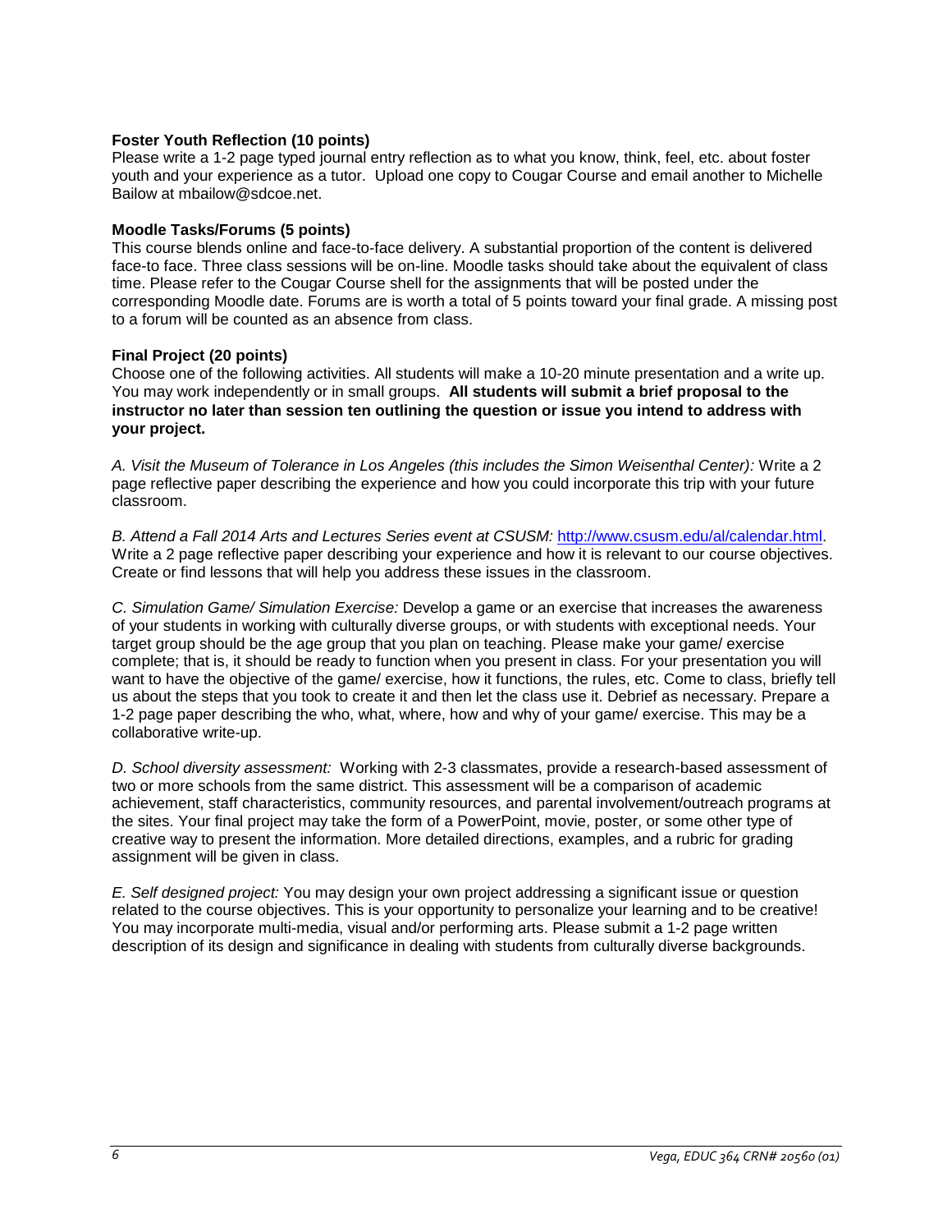**Foster Youth Reflection (10 points)**
Please write a 1-2 page typed journal entry reflection as to what you know, think, feel, etc. about foster youth and your experience as a tutor. Upload one copy to Cougar Course and email another to Michelle Bailow at mbailow@sdcoe.net.

**Moodle Tasks/Forums (5 points)**
This course blends online and face-to-face delivery. A substantial proportion of the content is delivered face-to face. Three class sessions will be on-line. Moodle tasks should take about the equivalent of class time. Please refer to the Cougar Course shell for the assignments that will be posted under the corresponding Moodle date. Forums are is worth a total of 5 points toward your final grade. A missing post to a forum will be counted as an absence from class.

**Final Project (20 points)**
Choose one of the following activities. All students will make a 10-20 minute presentation and a write up. You may work independently or in small groups. **All students will submit a brief proposal to the instructor no later than session ten outlining the question or issue you intend to address with your project.**

*A. Visit the Museum of Tolerance in Los Angeles (this includes the Simon Weisenthal Center):* Write a 2 page reflective paper describing the experience and how you could incorporate this trip with your future classroom.

*B. Attend a Fall 2014 Arts and Lectures Series event at CSUSM:* [http://www.csusm.edu/al/calendar.html](http://www.csusm.edu/al/calendar.html). Write a 2 page reflective paper describing your experience and how it is relevant to our course objectives. Create or find lessons that will help you address these issues in the classroom.

*C. Simulation Game/ Simulation Exercise:* Develop a game or an exercise that increases the awareness of your students in working with culturally diverse groups, or with students with exceptional needs. Your target group should be the age group that you plan on teaching. Please make your game/ exercise complete; that is, it should be ready to function when you present in class. For your presentation you will want to have the objective of the game/ exercise, how it functions, the rules, etc. Come to class, briefly tell us about the steps that you took to create it and then let the class use it. Debrief as necessary. Prepare a 1-2 page paper describing the who, what, where, how and why of your game/ exercise. This may be a collaborative write-up.

*D. School diversity assessment:* Working with 2-3 classmates, provide a research-based assessment of two or more schools from the same district. This assessment will be a comparison of academic achievement, staff characteristics, community resources, and parental involvement/outreach programs at the sites. Your final project may take the form of a PowerPoint, movie, poster, or some other type of creative way to present the information. More detailed directions, examples, and a rubric for grading assignment will be given in class.

*E. Self designed project:* You may design your own project addressing a significant issue or question related to the course objectives. This is your opportunity to personalize your learning and to be creative! You may incorporate multi-media, visual and/or performing arts. Please submit a 1-2 page written description of its design and significance in dealing with students from culturally diverse backgrounds.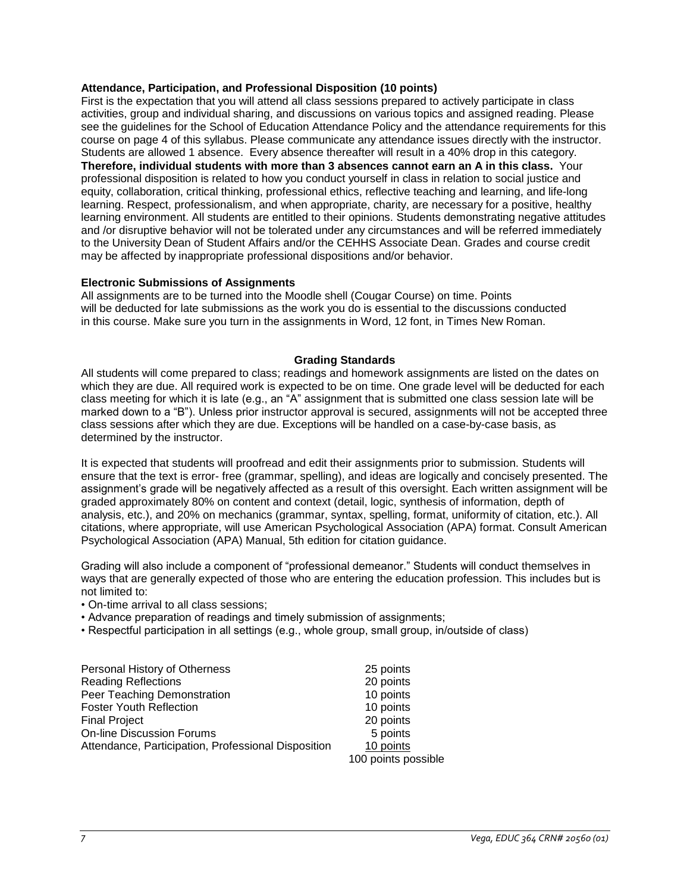**Attendance, Participation, and Professional Disposition (10 points)**

First is the expectation that you will attend all class sessions prepared to actively participate in class activities, group and individual sharing, and discussions on various topics and assigned reading. Please see the guidelines for the School of Education Attendance Policy and the attendance requirements for this course on page 4 of this syllabus. Please communicate any attendance issues directly with the instructor. Students are allowed 1 absence. Every absence thereafter will result in a 40% drop in this category. **Therefore, individual students with more than 3 absences cannot earn an A in this class.** Your professional disposition is related to how you conduct yourself in class in relation to social justice and equity, collaboration, critical thinking, professional ethics, reflective teaching and learning, and life-long learning. Respect, professionalism, and when appropriate, charity, are necessary for a positive, healthy learning environment. All students are entitled to their opinions. Students demonstrating negative attitudes and /or disruptive behavior will not be tolerated under any circumstances and will be referred immediately to the University Dean of Student Affairs and/or the CEHHS Associate Dean. Grades and course credit may be affected by inappropriate professional dispositions and/or behavior.

**Electronic Submissions of Assignments**

All assignments are to be turned into the Moodle shell (Cougar Course) on time. Points will be deducted for late submissions as the work you do is essential to the discussions conducted in this course. Make sure you turn in the assignments in Word, 12 font, in Times New Roman.

## Grading Standards

All students will come prepared to class; readings and homework assignments are listed on the dates on which they are due. All required work is expected to be on time. One grade level will be deducted for each class meeting for which it is late (e.g., an "A" assignment that is submitted one class session late will be marked down to a "B"). Unless prior instructor approval is secured, assignments will not be accepted three class sessions after which they are due. Exceptions will be handled on a case-by-case basis, as determined by the instructor.

It is expected that students will proofread and edit their assignments prior to submission. Students will ensure that the text is error- free (grammar, spelling), and ideas are logically and concisely presented. The assignment's grade will be negatively affected as a result of this oversight. Each written assignment will be graded approximately 80% on content and context (detail, logic, synthesis of information, depth of analysis, etc.), and 20% on mechanics (grammar, syntax, spelling, format, uniformity of citation, etc.). All citations, where appropriate, will use American Psychological Association (APA) format. Consult American Psychological Association (APA) Manual, 5th edition for citation guidance.

Grading will also include a component of "professional demeanor." Students will conduct themselves in ways that are generally expected of those who are entering the education profession. This includes but is not limited to:

- On-time arrival to all class sessions;
- Advance preparation of readings and timely submission of assignments;
- Respectful participation in all settings (e.g., whole group, small group, in/outside of class)

| Assignment | Points |
|---|---|
| Personal History of Otherness | 25 points |
| Reading Reflections | 20 points |
| Peer Teaching Demonstration | 10 points |
| Foster Youth Reflection | 10 points |
| Final Project | 20 points |
| On-line Discussion Forums | 5 points |
| Attendance, Participation, Professional Disposition | 10 points |
| | 100 points possible |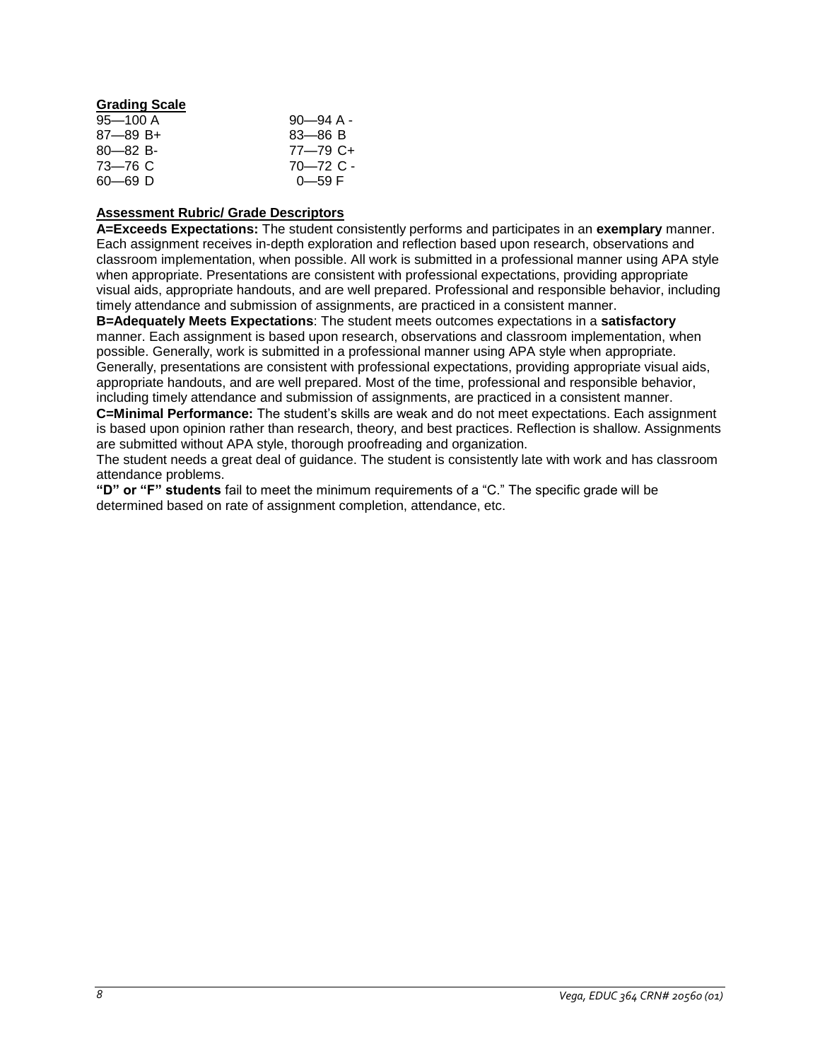**Grading Scale**

| | |
|---|---|
| 95—100 A | 90—94 A - |
| 87—89 B+ | 83—86 B |
| 80—82 B- | 77—79 C+ |
| 73—76 C | 70—72 C - |
| 60—69 D | 0—59 F |

**Assessment Rubric/ Grade Descriptors**

**A=Exceeds Expectations:** The student consistently performs and participates in an **exemplary** manner. Each assignment receives in-depth exploration and reflection based upon research, observations and classroom implementation, when possible. All work is submitted in a professional manner using APA style when appropriate. Presentations are consistent with professional expectations, providing appropriate visual aids, appropriate handouts, and are well prepared. Professional and responsible behavior, including timely attendance and submission of assignments, are practiced in a consistent manner.

**B=Adequately Meets Expectations**: The student meets outcomes expectations in a **satisfactory** manner. Each assignment is based upon research, observations and classroom implementation, when possible. Generally, work is submitted in a professional manner using APA style when appropriate. Generally, presentations are consistent with professional expectations, providing appropriate visual aids, appropriate handouts, and are well prepared. Most of the time, professional and responsible behavior, including timely attendance and submission of assignments, are practiced in a consistent manner.

**C=Minimal Performance:** The student's skills are weak and do not meet expectations. Each assignment is based upon opinion rather than research, theory, and best practices. Reflection is shallow. Assignments are submitted without APA style, thorough proofreading and organization.

The student needs a great deal of guidance. The student is consistently late with work and has classroom attendance problems.

**"D" or "F" students** fail to meet the minimum requirements of a "C." The specific grade will be determined based on rate of assignment completion, attendance, etc.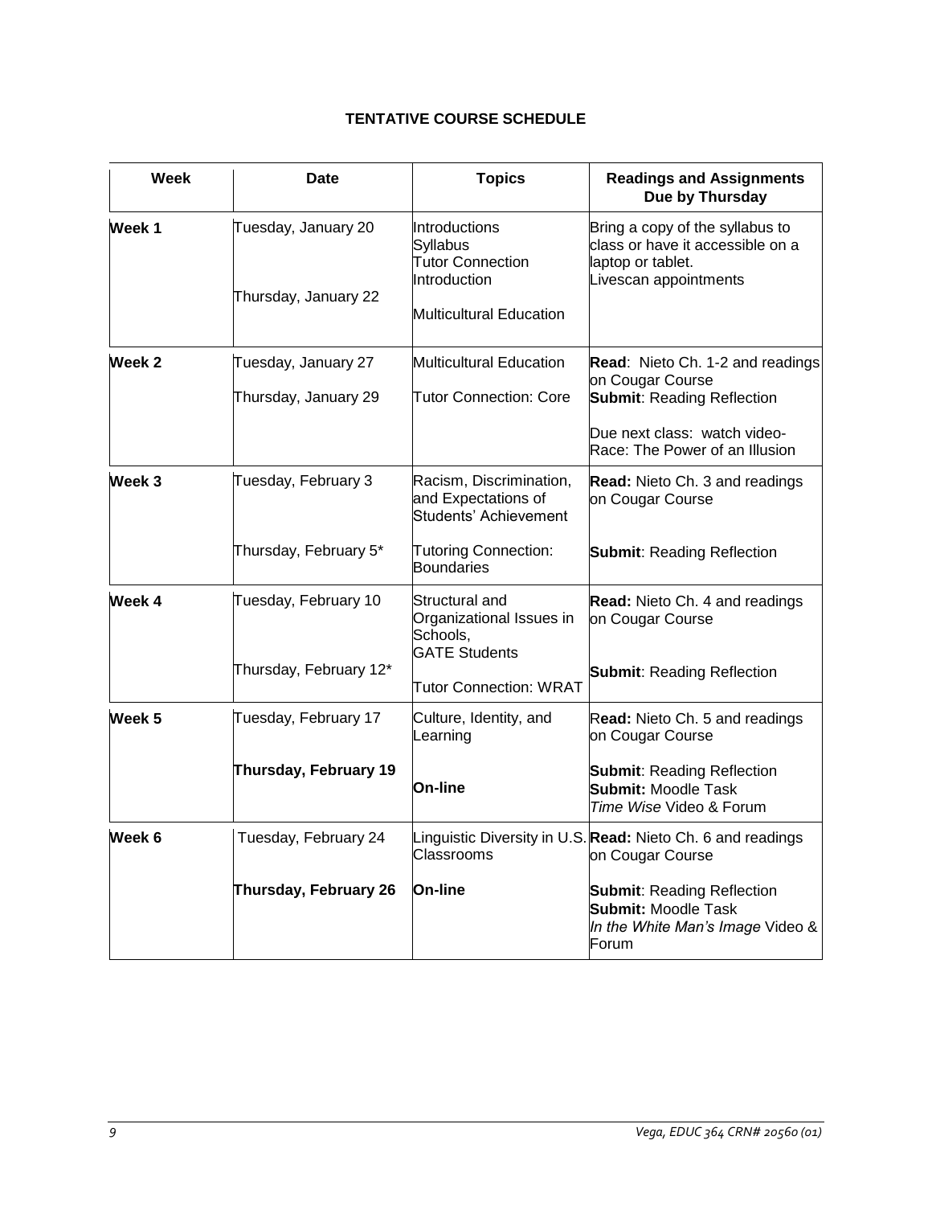**TENTATIVE COURSE SCHEDULE**

| Week | Date | Topics | Readings and Assignments Due by Thursday |
|---|---|---|---|
| **Week 1** | Tuesday, January 20<br><br>Thursday, January 22 | Introductions<br>Syllabus<br>Tutor Connection Introduction<br><br>Multicultural Education | Bring a copy of the syllabus to class or have it accessible on a laptop or tablet.<br>Livescan appointments |
| **Week 2** | Tuesday, January 27<br><br>Thursday, January 29 | Multicultural Education<br><br>Tutor Connection: Core | **Read**: Nieto Ch. 1-2 and readings on Cougar Course<br>**Submit**: Reading Reflection<br><br>Due next class: watch video- Race: The Power of an Illusion |
| **Week 3** | Tuesday, February 3<br><br>Thursday, February 5* | Racism, Discrimination, and Expectations of Students' Achievement<br><br>Tutoring Connection: Boundaries | **Read:** Nieto Ch. 3 and readings on Cougar Course<br><br>**Submit**: Reading Reflection |
| **Week 4** | Tuesday, February 10<br><br>Thursday, February 12* | Structural and Organizational Issues in Schools,<br>GATE Students<br><br>Tutor Connection: WRAT | **Read:** Nieto Ch. 4 and readings on Cougar Course<br><br>**Submit**: Reading Reflection |
| **Week 5** | Tuesday, February 17<br><br>**Thursday, February 19** | Culture, Identity, and Learning<br><br>**On-line** | R**ead:** Nieto Ch. 5 and readings on Cougar Course<br><br>**Submit**: Reading Reflection<br>**Submit:** Moodle Task<br>*Time Wise* Video & Forum |
| **Week 6** | Tuesday, February 24<br><br>**Thursday, February 26** | Linguistic Diversity in U.S. Classrooms<br><br>**On-line** | **Read:** Nieto Ch. 6 and readings on Cougar Course<br><br>**Submit**: Reading Reflection<br>**Submit:** Moodle Task<br>*In the White Man's Image* Video & Forum |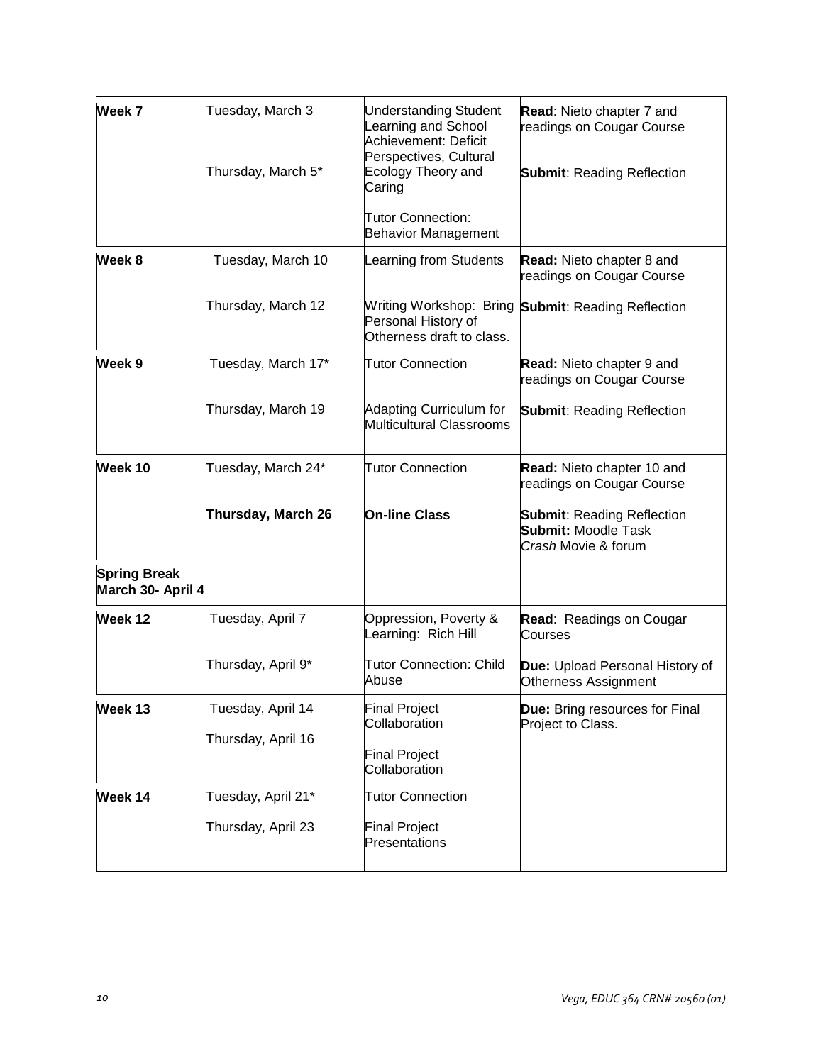| | | | |
|---|---|---|---|
| **Week 7** | Tuesday, March 3<br><br>Thursday, March 5* | Understanding Student Learning and School Achievement: Deficit Perspectives, Cultural Ecology Theory and Caring<br><br>Tutor Connection: Behavior Management | **Read**: Nieto chapter 7 and readings on Cougar Course<br><br>**Submit**: Reading Reflection |
| **Week 8** | Tuesday, March 10<br><br>Thursday, March 12 | Learning from Students<br><br>Writing Workshop: Bring Personal History of Otherness draft to class. | **Read:** Nieto chapter 8 and readings on Cougar Course<br><br>**Submit**: Reading Reflection |
| **Week 9** | Tuesday, March 17*<br><br>Thursday, March 19 | Tutor Connection<br><br>Adapting Curriculum for Multicultural Classrooms | **Read:** Nieto chapter 9 and readings on Cougar Course<br><br>**Submit**: Reading Reflection |
| **Week 10** | Tuesday, March 24*<br><br>**Thursday, March 26** | Tutor Connection<br><br>**On-line Class** | **Read:** Nieto chapter 10 and readings on Cougar Course<br><br>**Submit**: Reading Reflection<br>**Submit:** Moodle Task<br>*Crash* Movie & forum |
| **Spring Break March 30- April 4** | | | |
| **Week 12** | Tuesday, April 7<br><br>Thursday, April 9* | Oppression, Poverty & Learning: Rich Hill<br><br>Tutor Connection: Child Abuse | **Read**: Readings on Cougar Courses<br><br>**Due:** Upload Personal History of Otherness Assignment |
| **Week 13** | Tuesday, April 14<br><br>Thursday, April 16 | Final Project Collaboration<br><br>Final Project Collaboration | **Due:** Bring resources for Final Project to Class. |
| **Week 14** | Tuesday, April 21*<br><br>Thursday, April 23 | Tutor Connection<br><br>Final Project Presentations | |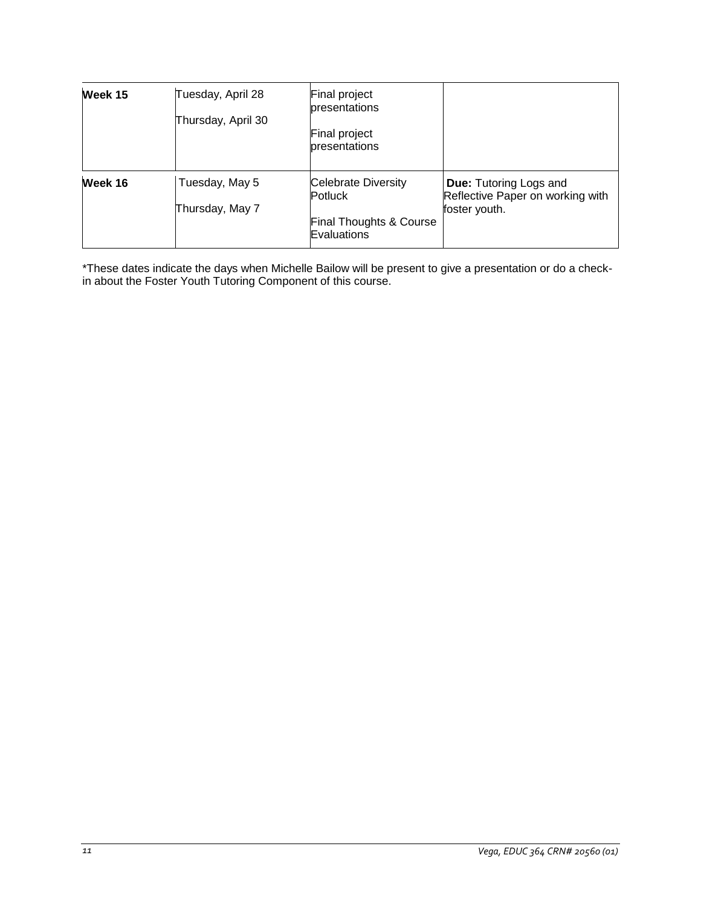| | | | |
|---|---|---|---|
| **Week 15** | Tuesday, April 28<br><br>Thursday, April 30 | Final project presentations<br><br>Final project presentations | |
| **Week 16** | Tuesday, May 5<br><br>Thursday, May 7 | Celebrate Diversity Potluck<br><br>Final Thoughts & Course Evaluations | **Due:** Tutoring Logs and Reflective Paper on working with foster youth. |

*These dates indicate the days when Michelle Bailow will be present to give a presentation or do a check-in about the Foster Youth Tutoring Component of this course.